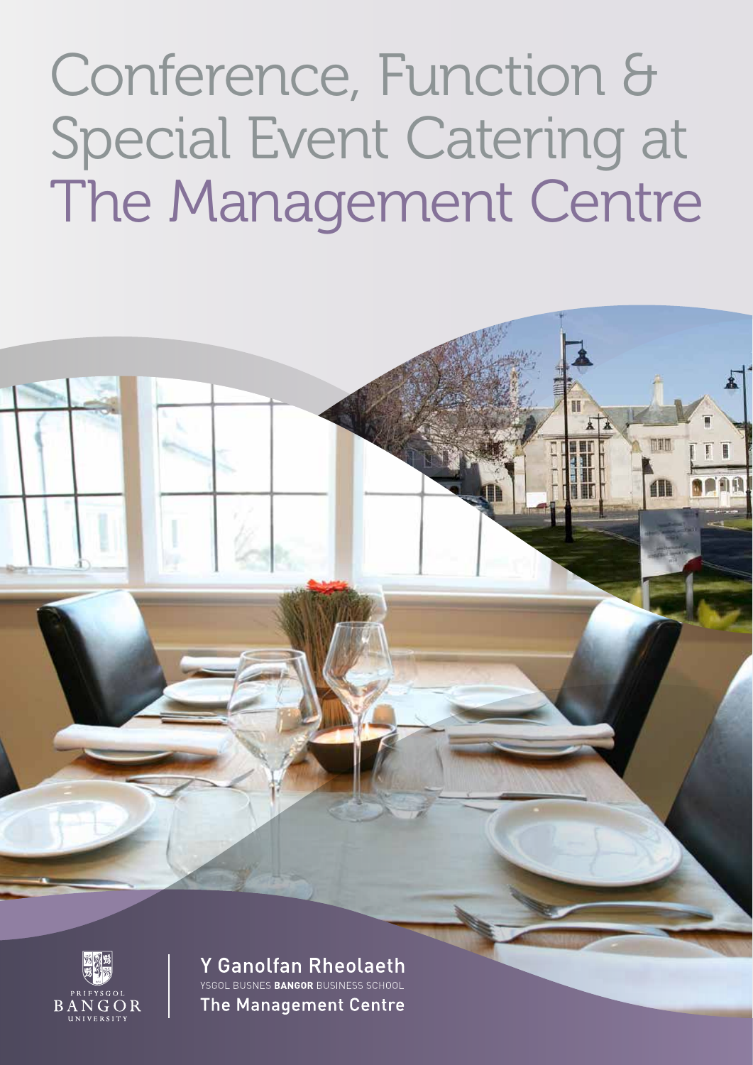# Conference, Function & Special Event Catering at The Management Centre

PRIFYSGOL BANGOR UNIVERSITY

Y Ganolfan Rheolaeth

YSGOL BUSNES **BANGOR** BUSINESS SCHOOL

The Management Centre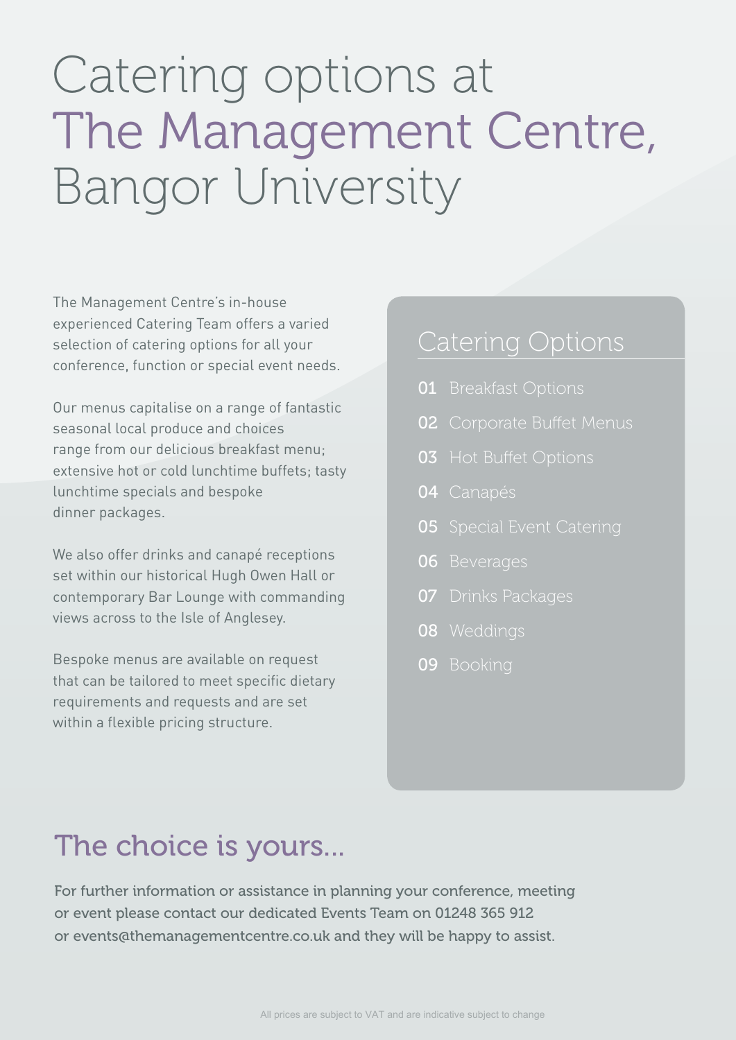# Catering options at The Management Centre, Bangor University

The Management Centre's in-house experienced Catering Team offers a varied selection of catering options for all your conference, function or special event needs.

Our menus capitalise on a range of fantastic seasonal local produce and choices range from our delicious breakfast menu; extensive hot or cold lunchtime buffets; tasty lunchtime specials and bespoke dinner packages.

We also offer drinks and canapé receptions set within our historical Hugh Owen Hall or contemporary Bar Lounge with commanding views across to the Isle of Anglesey.

Bespoke menus are available on request that can be tailored to meet specific dietary requirements and requests and are set within a flexible pricing structure.

## Catering Options

**01** Breakfast Options
**02** Corporate Buffet Menus
**03** Hot Buffet Options
**04** Canapés
**05** Special Event Catering
**06** Beverages
**07** Drinks Packages
**08** Weddings
**09** Booking

## The choice is yours...

For further information or assistance in planning your conference, meeting or event please contact our dedicated Events Team on 01248 365 912 or events@themanagementcentre.co.uk and they will be happy to assist.

All prices are subject to VAT and are indicative subject to change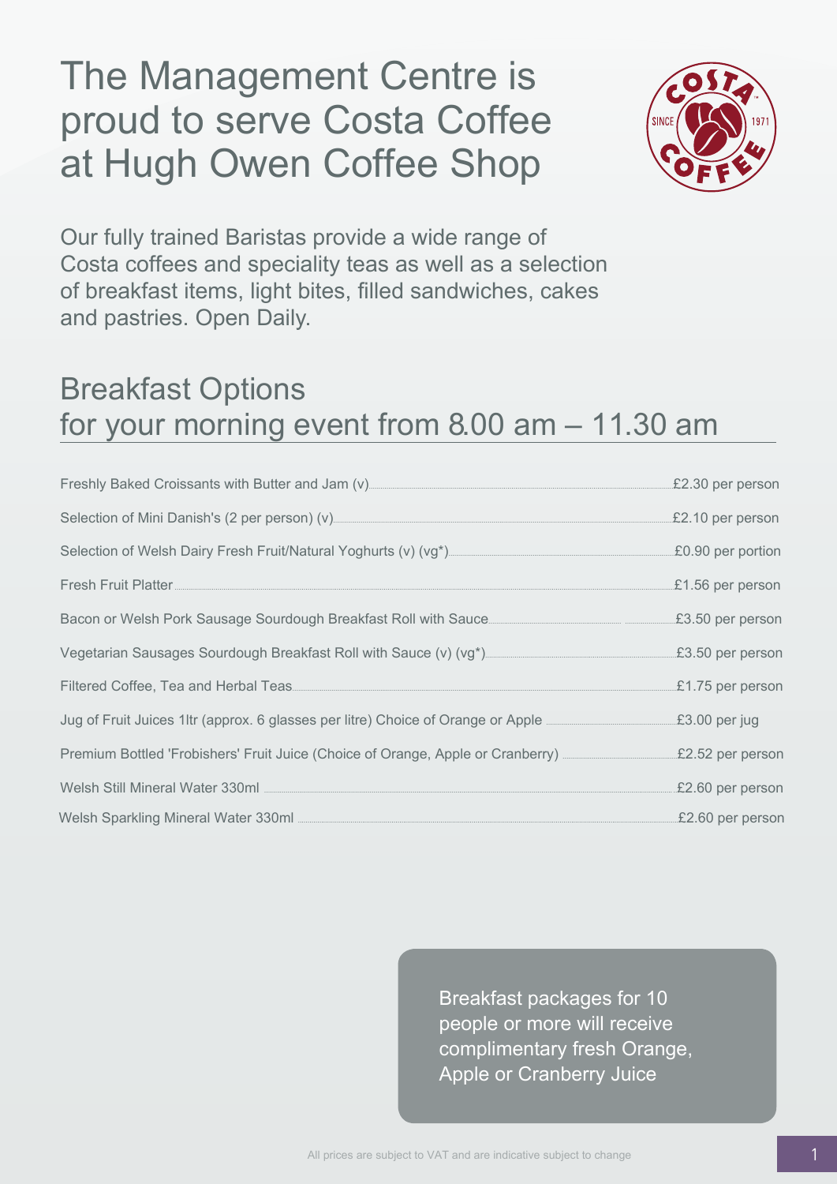# The Management Centre is proud to serve Costa Coffee at Hugh Owen Coffee Shop

Our fully trained Baristas provide a wide range of Costa coffees and speciality teas as well as a selection of breakfast items, light bites, filled sandwiches, cakes and pastries. Open Daily.

## Breakfast Options
## for your morning event from 8.00 am – 11.30 am

| | |
|---|---|
| Freshly Baked Croissants with Butter and Jam (v) | £2.30 per person |
| Selection of Mini Danish's (2 per person) (v) | £2.10 per person |
| Selection of Welsh Dairy Fresh Fruit/Natural Yoghurts (v) (vg*) | £0.90 per portion |
| Fresh Fruit Platter | £1.56 per person |
| Bacon or Welsh Pork Sausage Sourdough Breakfast Roll with Sauce | £3.50 per person |
| Vegetarian Sausages Sourdough Breakfast Roll with Sauce (v) (vg*) | £3.50 per person |
| Filtered Coffee, Tea and Herbal Teas | £1.75 per person |
| Jug of Fruit Juices 1ltr (approx. 6 glasses per litre) Choice of Orange or Apple | £3.00 per jug |
| Premium Bottled 'Frobishers' Fruit Juice (Choice of Orange, Apple or Cranberry) | £2.52 per person |
| Welsh Still Mineral Water 330ml | £2.60 per person |
| Welsh Sparkling Mineral Water 330ml | £2.60 per person |

Breakfast packages for 10 people or more will receive complimentary fresh Orange, Apple or Cranberry Juice

All prices are subject to VAT and are indicative subject to change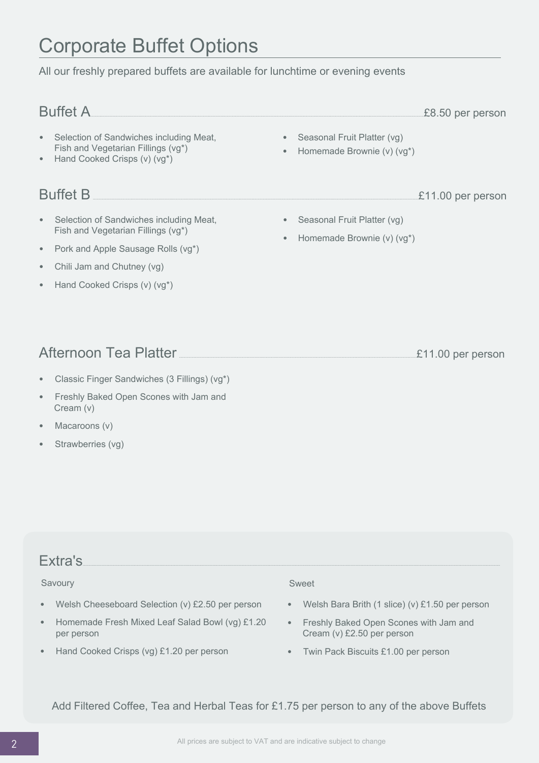# Corporate Buffet Options

All our freshly prepared buffets are available for lunchtime or evening events

## Buffet A — £8.50 per person

- Selection of Sandwiches including Meat, Fish and Vegetarian Fillings (vg*)
- Hand Cooked Crisps (v) (vg*)
- Seasonal Fruit Platter (vg)
- Homemade Brownie (v) (vg*)

## Buffet B — £11.00 per person

- Selection of Sandwiches including Meat, Fish and Vegetarian Fillings (vg*)
- Pork and Apple Sausage Rolls (vg*)
- Chili Jam and Chutney (vg)
- Hand Cooked Crisps (v) (vg*)
- Seasonal Fruit Platter (vg)
- Homemade Brownie (v) (vg*)

## Afternoon Tea Platter — £11.00 per person

- Classic Finger Sandwiches (3 Fillings) (vg*)
- Freshly Baked Open Scones with Jam and Cream (v)
- Macaroons (v)
- Strawberries (vg)

## Extra's

### Savoury

- Welsh Cheeseboard Selection (v) £2.50 per person
- Homemade Fresh Mixed Leaf Salad Bowl (vg) £1.20 per person
- Hand Cooked Crisps (vg) £1.20 per person

### Sweet

- Welsh Bara Brith (1 slice) (v) £1.50 per person
- Freshly Baked Open Scones with Jam and Cream (v) £2.50 per person
- Twin Pack Biscuits £1.00 per person

Add Filtered Coffee, Tea and Herbal Teas for £1.75 per person to any of the above Buffets

All prices are subject to VAT and are indicative subject to change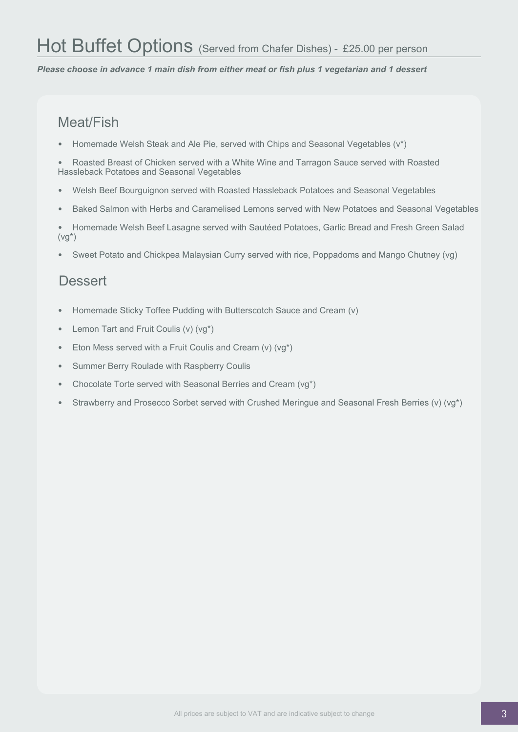# Hot Buffet Options (Served from Chafer Dishes) - £25.00 per person

***Please choose in advance 1 main dish from either meat or fish plus 1 vegetarian and 1 dessert***

## Meat/Fish

- Homemade Welsh Steak and Ale Pie, served with Chips and Seasonal Vegetables (v*)
- Roasted Breast of Chicken served with a White Wine and Tarragon Sauce served with Roasted Hassleback Potatoes and Seasonal Vegetables
- Welsh Beef Bourguignon served with Roasted Hassleback Potatoes and Seasonal Vegetables
- Baked Salmon with Herbs and Caramelised Lemons served with New Potatoes and Seasonal Vegetables
- Homemade Welsh Beef Lasagne served with Sautéed Potatoes, Garlic Bread and Fresh Green Salad (vg*)
- Sweet Potato and Chickpea Malaysian Curry served with rice, Poppadoms and Mango Chutney (vg)

## Dessert

- Homemade Sticky Toffee Pudding with Butterscotch Sauce and Cream (v)
- Lemon Tart and Fruit Coulis (v) (vg*)
- Eton Mess served with a Fruit Coulis and Cream (v) (vg*)
- Summer Berry Roulade with Raspberry Coulis
- Chocolate Torte served with Seasonal Berries and Cream (vg*)
- Strawberry and Prosecco Sorbet served with Crushed Meringue and Seasonal Fresh Berries (v) (vg*)

All prices are subject to VAT and are indicative subject to change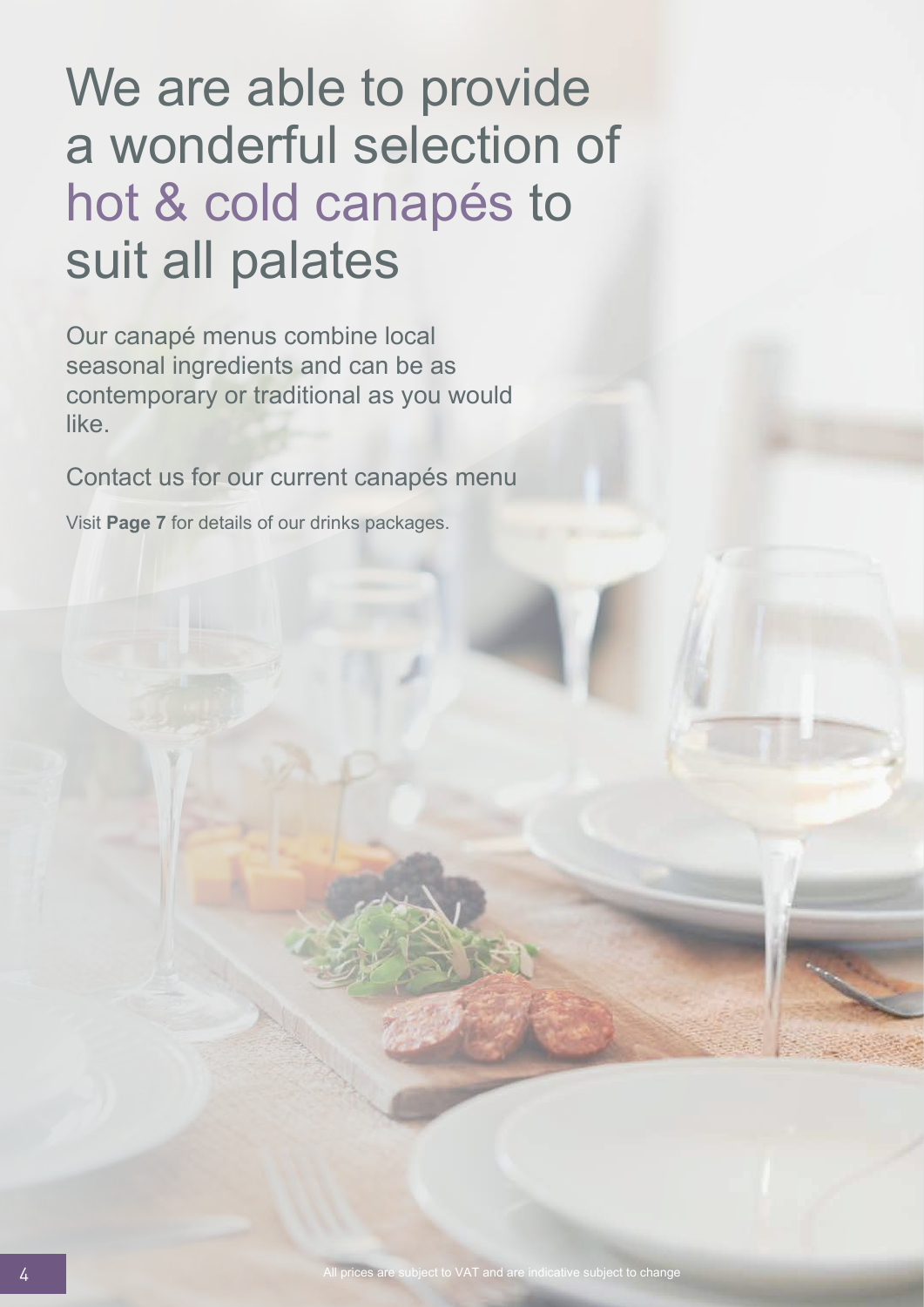# We are able to provide a wonderful selection of hot & cold canapés to suit all palates

Our canapé menus combine local seasonal ingredients and can be as contemporary or traditional as you would like.

Contact us for our current canapés menu

Visit **Page 7** for details of our drinks packages.

All prices are subject to VAT and are indicative subject to change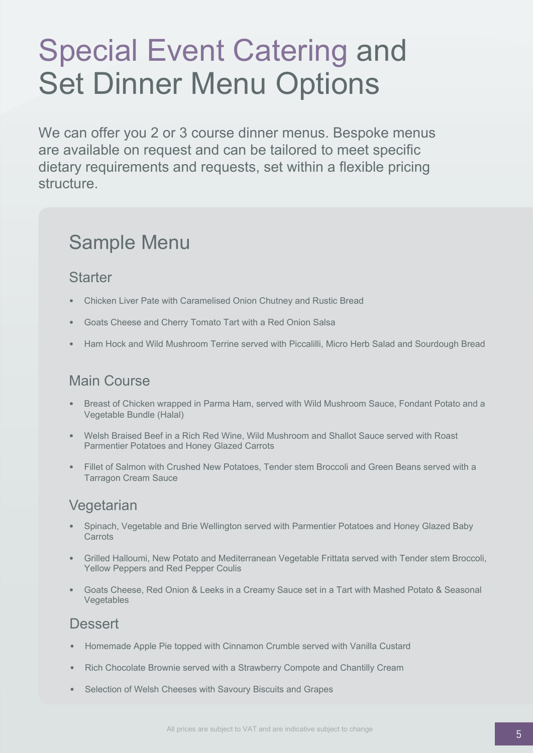# Special Event Catering and Set Dinner Menu Options

We can offer you 2 or 3 course dinner menus. Bespoke menus are available on request and can be tailored to meet specific dietary requirements and requests, set within a flexible pricing structure.

## Sample Menu

### Starter

- Chicken Liver Pate with Caramelised Onion Chutney and Rustic Bread
- Goats Cheese and Cherry Tomato Tart with a Red Onion Salsa
- Ham Hock and Wild Mushroom Terrine served with Piccalilli, Micro Herb Salad and Sourdough Bread

### Main Course

- Breast of Chicken wrapped in Parma Ham, served with Wild Mushroom Sauce, Fondant Potato and a Vegetable Bundle (Halal)
- Welsh Braised Beef in a Rich Red Wine, Wild Mushroom and Shallot Sauce served with Roast Parmentier Potatoes and Honey Glazed Carrots
- Fillet of Salmon with Crushed New Potatoes, Tender stem Broccoli and Green Beans served with a Tarragon Cream Sauce

### Vegetarian

- Spinach, Vegetable and Brie Wellington served with Parmentier Potatoes and Honey Glazed Baby Carrots
- Grilled Halloumi, New Potato and Mediterranean Vegetable Frittata served with Tender stem Broccoli, Yellow Peppers and Red Pepper Coulis
- Goats Cheese, Red Onion & Leeks in a Creamy Sauce set in a Tart with Mashed Potato & Seasonal Vegetables

### Dessert

- Homemade Apple Pie topped with Cinnamon Crumble served with Vanilla Custard
- Rich Chocolate Brownie served with a Strawberry Compote and Chantilly Cream
- Selection of Welsh Cheeses with Savoury Biscuits and Grapes

All prices are subject to VAT and are indicative subject to change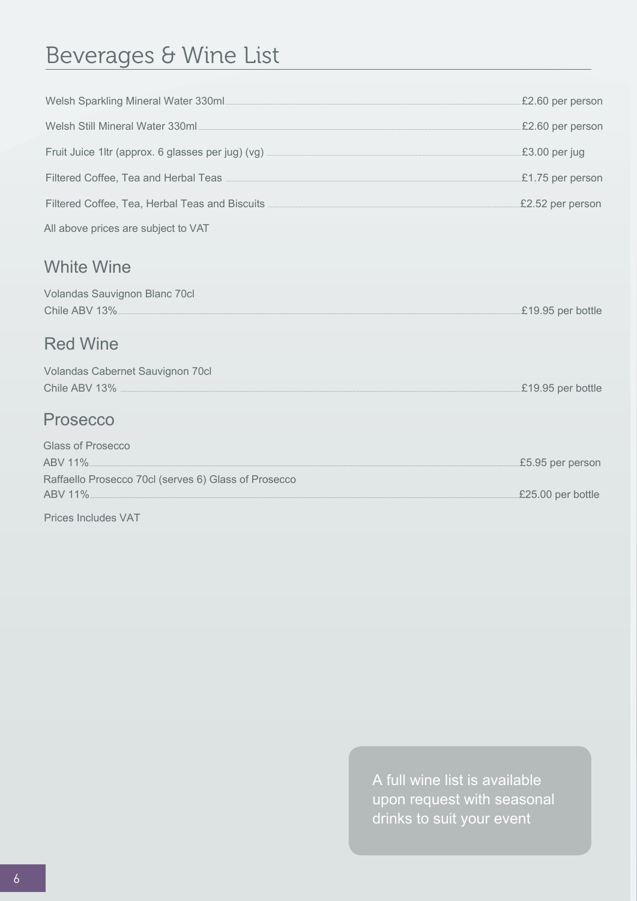# Beverages & Wine List

| | |
|---|---|
| Welsh Sparkling Mineral Water 330ml | £2.60 per person |
| Welsh Still Mineral Water 330ml | £2.60 per person |
| Fruit Juice 1ltr (approx. 6 glasses per jug) (vg) | £3.00 per jug |
| Filtered Coffee, Tea and Herbal Teas | £1.75 per person |
| Filtered Coffee, Tea, Herbal Teas and Biscuits | £2.52 per person |

All above prices are subject to VAT

## White Wine

| | |
|---|---|
| Volandas Sauvignon Blanc 70cl<br>Chile ABV 13% | £19.95 per bottle |

## Red Wine

| | |
|---|---|
| Volandas Cabernet Sauvignon 70cl<br>Chile ABV 13% | £19.95 per bottle |

## Prosecco

| | |
|---|---|
| Glass of Prosecco<br>ABV 11% | £5.95 per person |
| Raffaello Prosecco 70cl (serves 6) Glass of Prosecco<br>ABV 11% | £25.00 per bottle |

Prices Includes VAT

A full wine list is available upon request with seasonal drinks to suit your event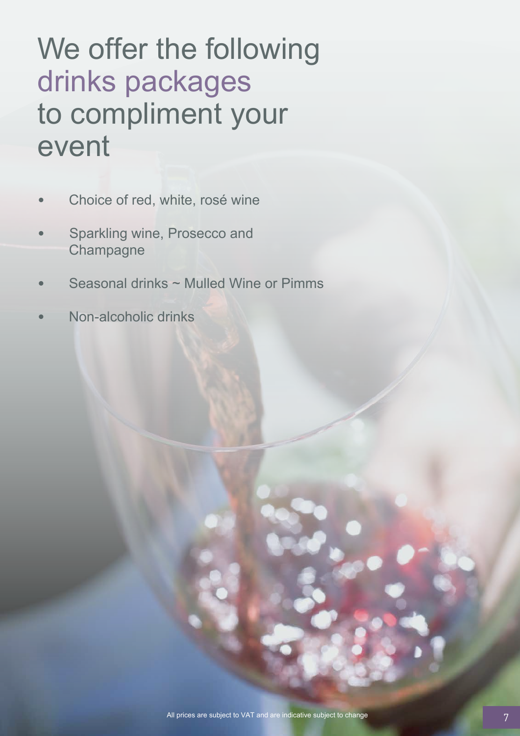# We offer the following drinks packages to compliment your event

- Choice of red, white, rosé wine
- Sparkling wine, Prosecco and Champagne
- Seasonal drinks ~ Mulled Wine or Pimms
- Non-alcoholic drinks

All prices are subject to VAT and are indicative subject to change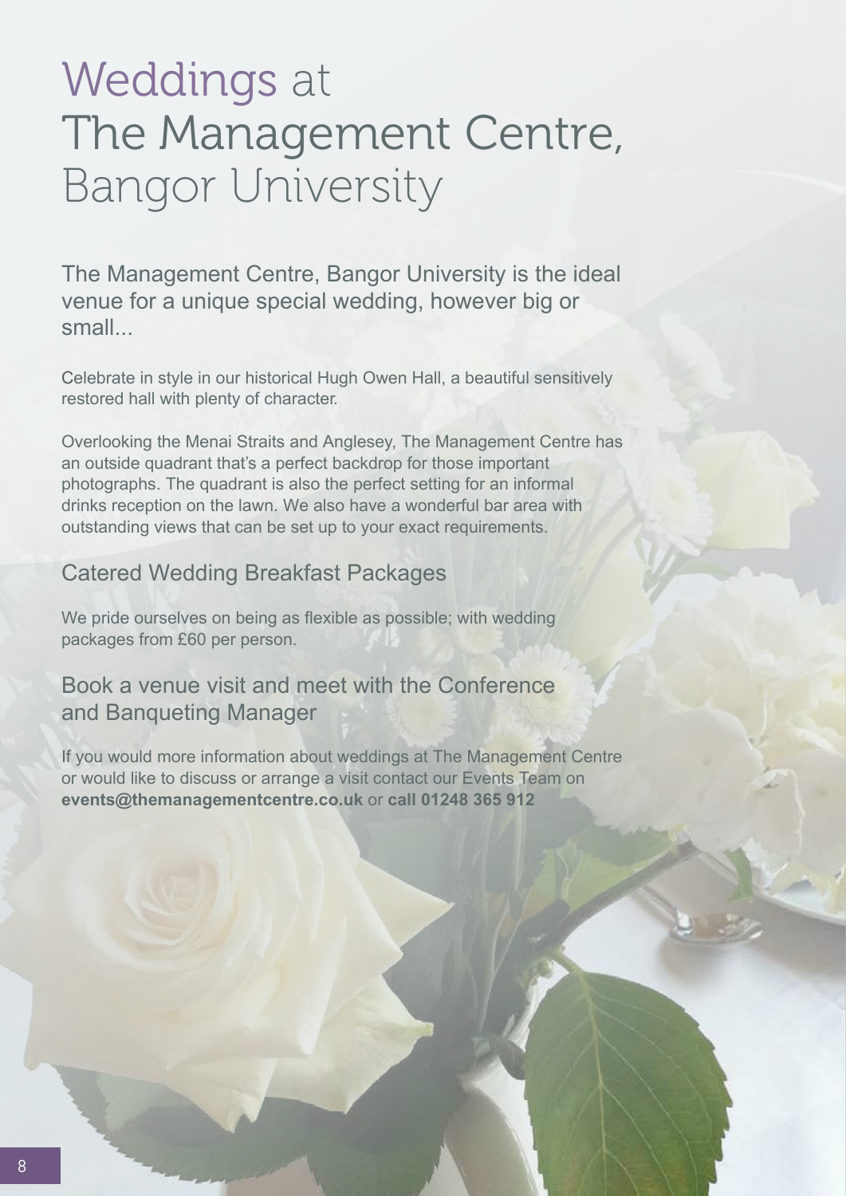# Weddings at The Management Centre, Bangor University

## The Management Centre, Bangor University is the ideal venue for a unique special wedding, however big or small...

Celebrate in style in our historical Hugh Owen Hall, a beautiful sensitively restored hall with plenty of character.

Overlooking the Menai Straits and Anglesey, The Management Centre has an outside quadrant that's a perfect backdrop for those important photographs. The quadrant is also the perfect setting for an informal drinks reception on the lawn. We also have a wonderful bar area with outstanding views that can be set up to your exact requirements.

## Catered Wedding Breakfast Packages

We pride ourselves on being as flexible as possible; with wedding packages from £60 per person.

## Book a venue visit and meet with the Conference and Banqueting Manager

If you would more information about weddings at The Management Centre or would like to discuss or arrange a visit contact our Events Team on **events@themanagementcentre.co.uk** or **call 01248 365 912**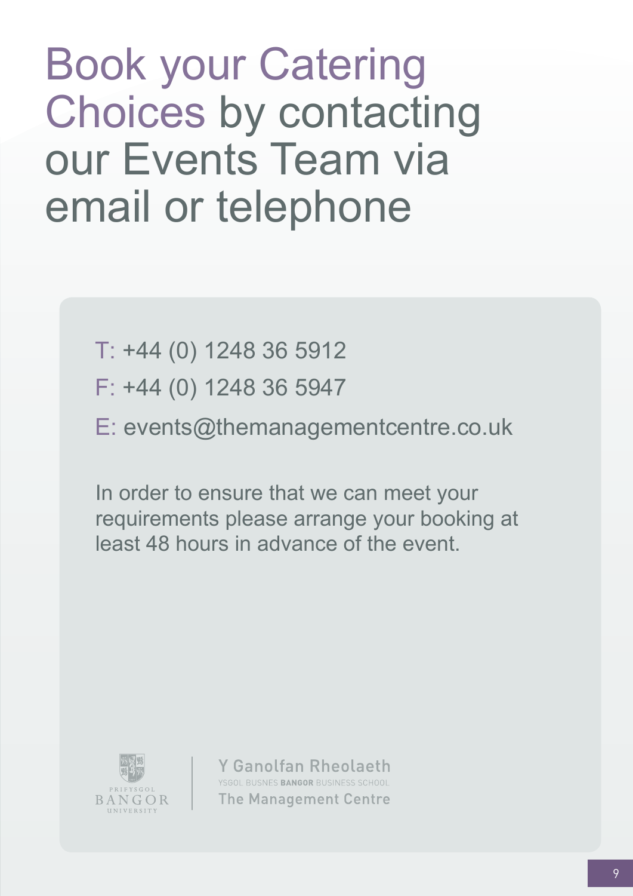# Book your Catering Choices by contacting our Events Team via email or telephone

T: +44 (0) 1248 36 5912

F: +44 (0) 1248 36 5947

E: events@themanagementcentre.co.uk

In order to ensure that we can meet your requirements please arrange your booking at least 48 hours in advance of the event.

PRIFYSGOL BANGOR UNIVERSITY

Y Ganolfan Rheolaeth

YSGOL BUSNES **BANGOR** BUSINESS SCHOOL

The Management Centre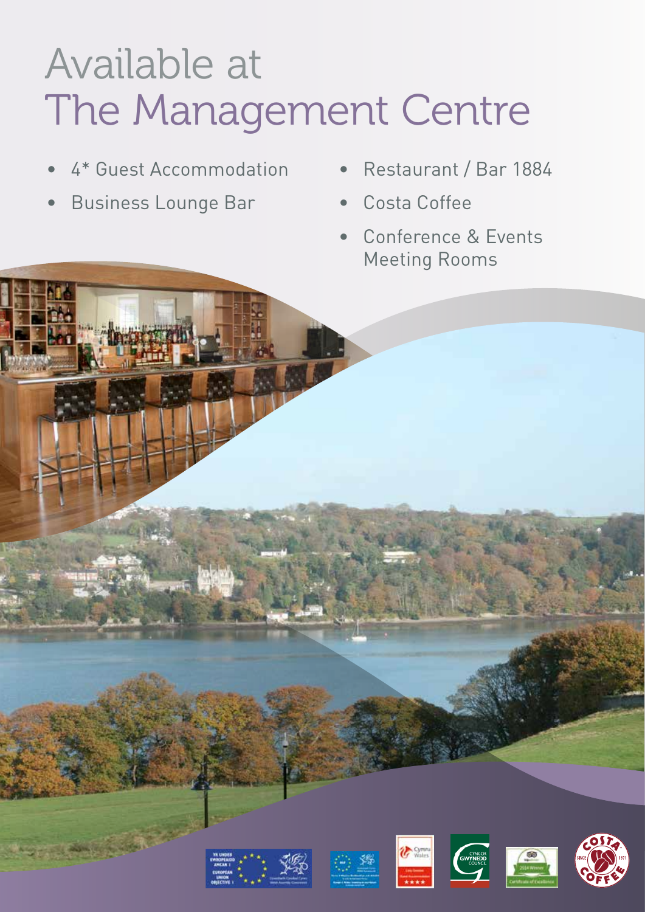# Available at
# The Management Centre

- 4* Guest Accommodation
- Business Lounge Bar
- Restaurant / Bar 1884
- Costa Coffee
- Conference & Events Meeting Rooms